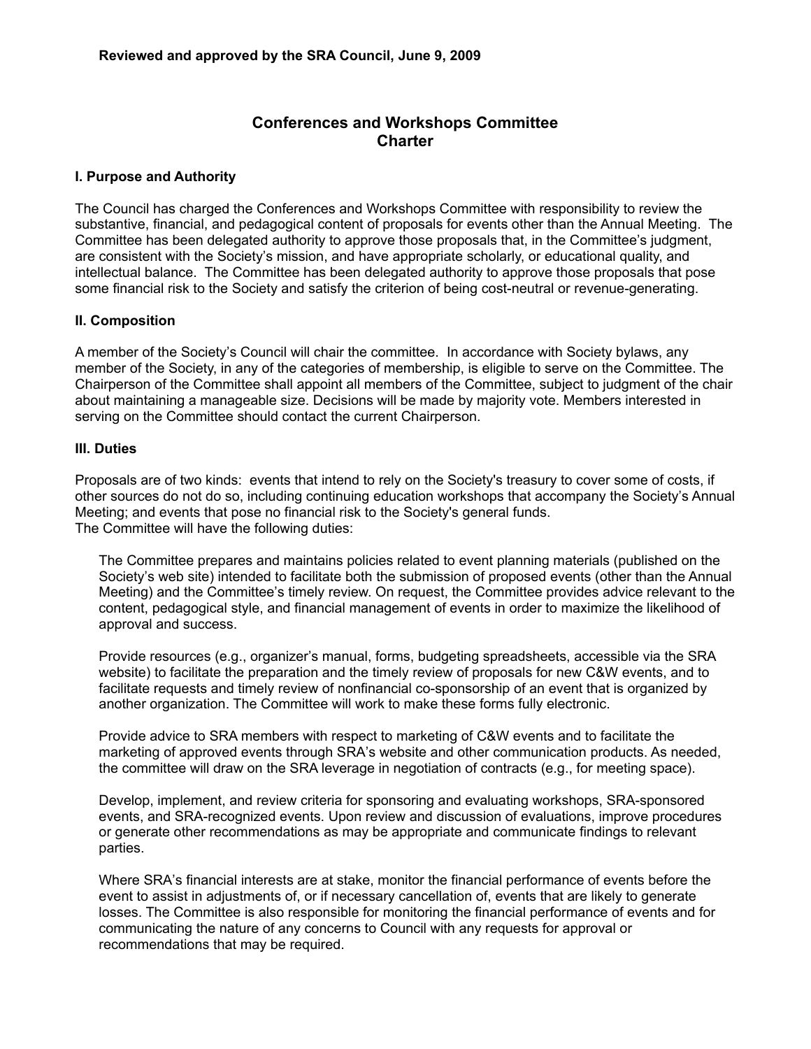**Reviewed and approved by the SRA Council, June 9, 2009**

# Conferences and Workshops Committee Charter

## I. Purpose and Authority

The Council has charged the Conferences and Workshops Committee with responsibility to review the substantive, financial, and pedagogical content of proposals for events other than the Annual Meeting. The Committee has been delegated authority to approve those proposals that, in the Committee's judgment, are consistent with the Society's mission, and have appropriate scholarly, or educational quality, and intellectual balance. The Committee has been delegated authority to approve those proposals that pose some financial risk to the Society and satisfy the criterion of being cost-neutral or revenue-generating.

## II. Composition

A member of the Society's Council will chair the committee. In accordance with Society bylaws, any member of the Society, in any of the categories of membership, is eligible to serve on the Committee. The Chairperson of the Committee shall appoint all members of the Committee, subject to judgment of the chair about maintaining a manageable size. Decisions will be made by majority vote. Members interested in serving on the Committee should contact the current Chairperson.

## III. Duties

Proposals are of two kinds: events that intend to rely on the Society's treasury to cover some of costs, if other sources do not do so, including continuing education workshops that accompany the Society's Annual Meeting; and events that pose no financial risk to the Society's general funds.
The Committee will have the following duties:

The Committee prepares and maintains policies related to event planning materials (published on the Society's web site) intended to facilitate both the submission of proposed events (other than the Annual Meeting) and the Committee's timely review. On request, the Committee provides advice relevant to the content, pedagogical style, and financial management of events in order to maximize the likelihood of approval and success.

Provide resources (e.g., organizer's manual, forms, budgeting spreadsheets, accessible via the SRA website) to facilitate the preparation and the timely review of proposals for new C&W events, and to facilitate requests and timely review of nonfinancial co-sponsorship of an event that is organized by another organization. The Committee will work to make these forms fully electronic.

Provide advice to SRA members with respect to marketing of C&W events and to facilitate the marketing of approved events through SRA's website and other communication products. As needed, the committee will draw on the SRA leverage in negotiation of contracts (e.g., for meeting space).

Develop, implement, and review criteria for sponsoring and evaluating workshops, SRA-sponsored events, and SRA-recognized events. Upon review and discussion of evaluations, improve procedures or generate other recommendations as may be appropriate and communicate findings to relevant parties.

Where SRA's financial interests are at stake, monitor the financial performance of events before the event to assist in adjustments of, or if necessary cancellation of, events that are likely to generate losses. The Committee is also responsible for monitoring the financial performance of events and for communicating the nature of any concerns to Council with any requests for approval or recommendations that may be required.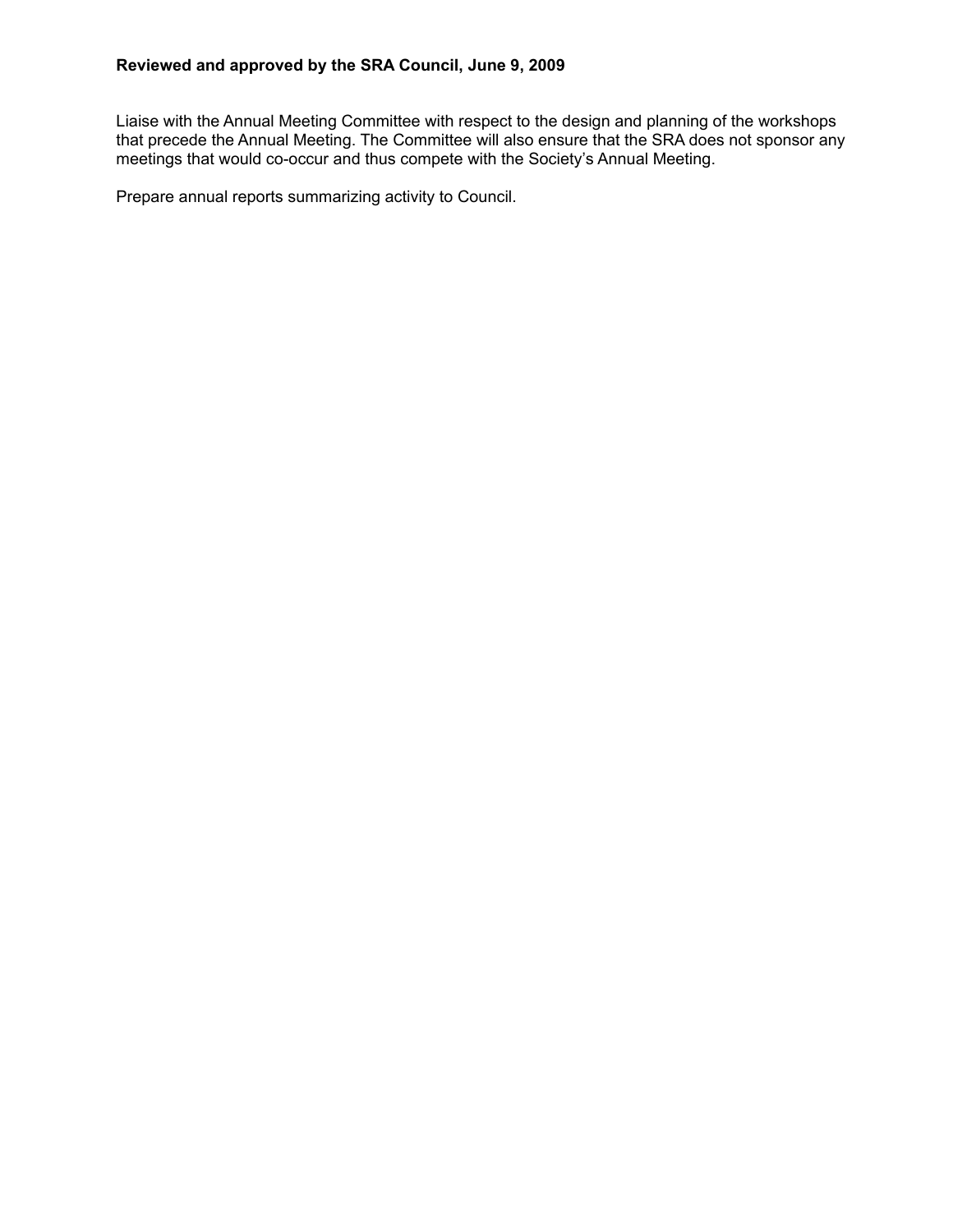**Reviewed and approved by the SRA Council, June 9, 2009**

Liaise with the Annual Meeting Committee with respect to the design and planning of the workshops that precede the Annual Meeting. The Committee will also ensure that the SRA does not sponsor any meetings that would co-occur and thus compete with the Society's Annual Meeting.

Prepare annual reports summarizing activity to Council.